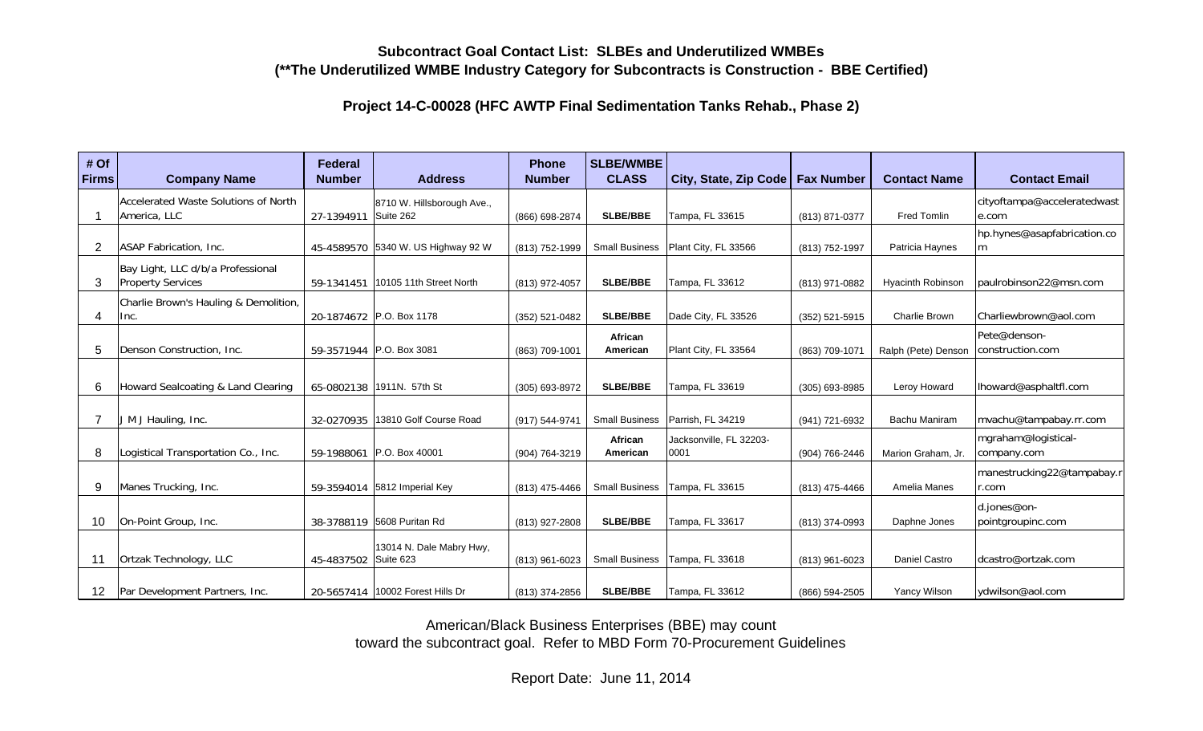## Subcontract Goal Contact List: SLBEs and Underutilized WMBEs

**(\*\*The Underutilized WMBE Industry Category for Subcontracts is Construction - BBE Certified)**

### Project 14-C-00028 (HFC AWTP Final Sedimentation Tanks Rehab., Phase 2)

| # Of Firms | Company Name | Federal Number | Address | Phone Number | SLBE/WMBE CLASS | City, State, Zip Code | Fax Number | Contact Name | Contact Email |
|---|---|---|---|---|---|---|---|---|---|
| 1 | Accelerated Waste Solutions of North America, LLC | 27-1394911 | 8710 W. Hillsborough Ave., Suite 262 | (866) 698-2874 | SLBE/BBE | Tampa, FL 33615 | (813) 871-0377 | Fred Tomlin | cityoftampa@acceleratedwaste.com |
| 2 | ASAP Fabrication, Inc. | 45-4589570 | 5340 W. US Highway 92 W | (813) 752-1999 | Small Business | Plant City, FL 33566 | (813) 752-1997 | Patricia Haynes | hp.hynes@asapfabrication.com |
| 3 | Bay Light, LLC d/b/a Professional Property Services | 59-1341451 | 10105 11th Street North | (813) 972-4057 | SLBE/BBE | Tampa, FL 33612 | (813) 971-0882 | Hyacinth Robinson | paulrobinson22@msn.com |
| 4 | Charlie Brown's Hauling & Demolition, Inc. | 20-1874672 | P.O. Box 1178 | (352) 521-0482 | SLBE/BBE | Dade City, FL 33526 | (352) 521-5915 | Charlie Brown | Charliewbrown@aol.com |
| 5 | Denson Construction, Inc. | 59-3571944 | P.O. Box 3081 | (863) 709-1001 | African American | Plant City, FL 33564 | (863) 709-1071 | Ralph (Pete) Denson | Pete@denson-construction.com |
| 6 | Howard Sealcoating & Land Clearing | 65-0802138 | 1911N. 57th St | (305) 693-8972 | SLBE/BBE | Tampa, FL 33619 | (305) 693-8985 | Leroy Howard | lhoward@asphaltfl.com |
| 7 | J M J Hauling, Inc. | 32-0270935 | 13810 Golf Course Road | (917) 544-9741 | Small Business | Parrish, FL 34219 | (941) 721-6932 | Bachu Maniram | mvachu@tampabay.rr.com |
| 8 | Logistical Transportation Co., Inc. | 59-1988061 | P.O. Box 40001 | (904) 764-3219 | African American | Jacksonville, FL 32203-0001 | (904) 766-2446 | Marion Graham, Jr. | mgraham@logistical-company.com |
| 9 | Manes Trucking, Inc. | 59-3594014 | 5812 Imperial Key | (813) 475-4466 | Small Business | Tampa, FL 33615 | (813) 475-4466 | Amelia Manes | manestrucking22@tampabay.rr.com |
| 10 | On-Point Group, Inc. | 38-3788119 | 5608 Puritan Rd | (813) 927-2808 | SLBE/BBE | Tampa, FL 33617 | (813) 374-0993 | Daphne Jones | d.jones@on-pointgroupinc.com |
| 11 | Ortzak Technology, LLC | 45-4837502 | 13014 N. Dale Mabry Hwy, Suite 623 | (813) 961-6023 | Small Business | Tampa, FL 33618 | (813) 961-6023 | Daniel Castro | dcastro@ortzak.com |
| 12 | Par Development Partners, Inc. | 20-5657414 | 10002 Forest Hills Dr | (813) 374-2856 | SLBE/BBE | Tampa, FL 33612 | (866) 594-2505 | Yancy Wilson | ydwilson@aol.com |

American/Black Business Enterprises (BBE) may count toward the subcontract goal. Refer to MBD Form 70-Procurement Guidelines

Report Date: June 11, 2014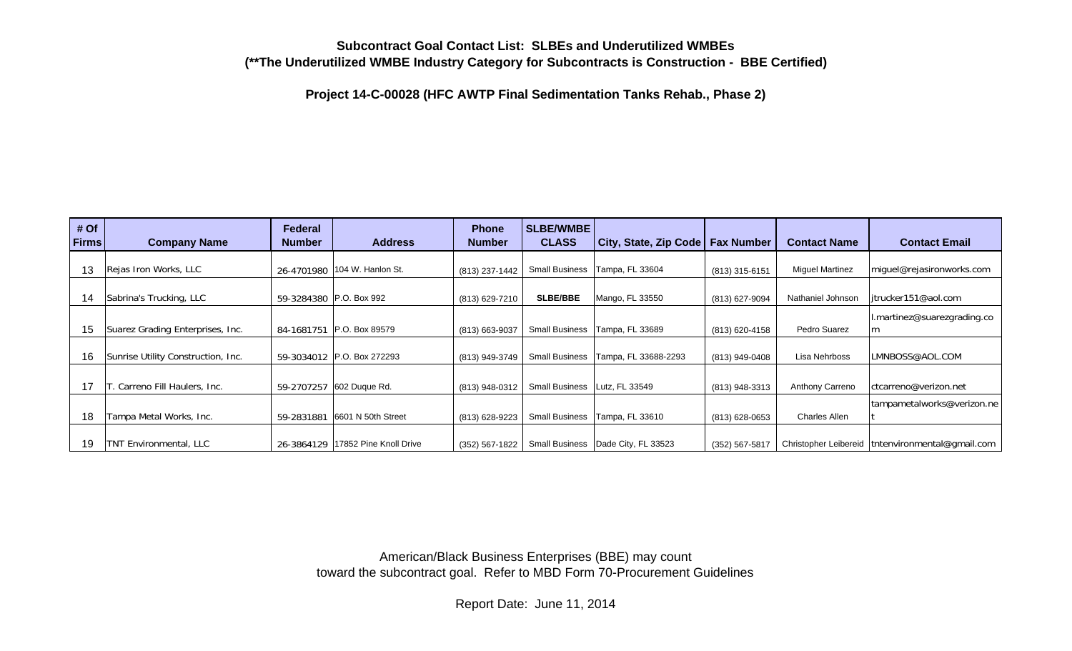**Subcontract Goal Contact List: SLBEs and Underutilized WMBEs**
**(**The Underutilized WMBE Industry Category for Subcontracts is Construction - BBE Certified)**

**Project 14-C-00028 (HFC AWTP Final Sedimentation Tanks Rehab., Phase 2)**

| # Of Firms | Company Name | Federal Number | Address | Phone Number | SLBE/WMBE CLASS | City, State, Zip Code | Fax Number | Contact Name | Contact Email |
|---|---|---|---|---|---|---|---|---|---|
| 13 | Rejas Iron Works, LLC | 26-4701980 | 104 W. Hanlon St. | (813) 237-1442 | Small Business | Tampa, FL 33604 | (813) 315-6151 | Miguel Martinez | miguel@rejasironworks.com |
| 14 | Sabrina's Trucking, LLC | 59-3284380 | P.O. Box 992 | (813) 629-7210 | **SLBE/BBE** | Mango, FL 33550 | (813) 627-9094 | Nathaniel Johnson | jtrucker151@aol.com |
| 15 | Suarez Grading Enterprises, Inc. | 84-1681751 | P.O. Box 89579 | (813) 663-9037 | Small Business | Tampa, FL 33689 | (813) 620-4158 | Pedro Suarez | l.martinez@suarezgrading.com |
| 16 | Sunrise Utility Construction, Inc. | 59-3034012 | P.O. Box 272293 | (813) 949-3749 | Small Business | Tampa, FL 33688-2293 | (813) 949-0408 | Lisa Nehrboss | LMNBOSS@AOL.COM |
| 17 | T. Carreno Fill Haulers, Inc. | 59-2707257 | 602 Duque Rd. | (813) 948-0312 | Small Business | Lutz, FL 33549 | (813) 948-3313 | Anthony Carreno | ctcarreno@verizon.net |
| 18 | Tampa Metal Works, Inc. | 59-2831881 | 6601 N 50th Street | (813) 628-9223 | Small Business | Tampa, FL 33610 | (813) 628-0653 | Charles Allen | tampametalworks@verizon.net |
| 19 | TNT Environmental, LLC | 26-3864129 | 17852 Pine Knoll Drive | (352) 567-1822 | Small Business | Dade City, FL 33523 | (352) 567-5817 | Christopher Leibereid | tntenvironmental@gmail.com |

American/Black Business Enterprises (BBE) may count toward the subcontract goal. Refer to MBD Form 70-Procurement Guidelines

Report Date: June 11, 2014